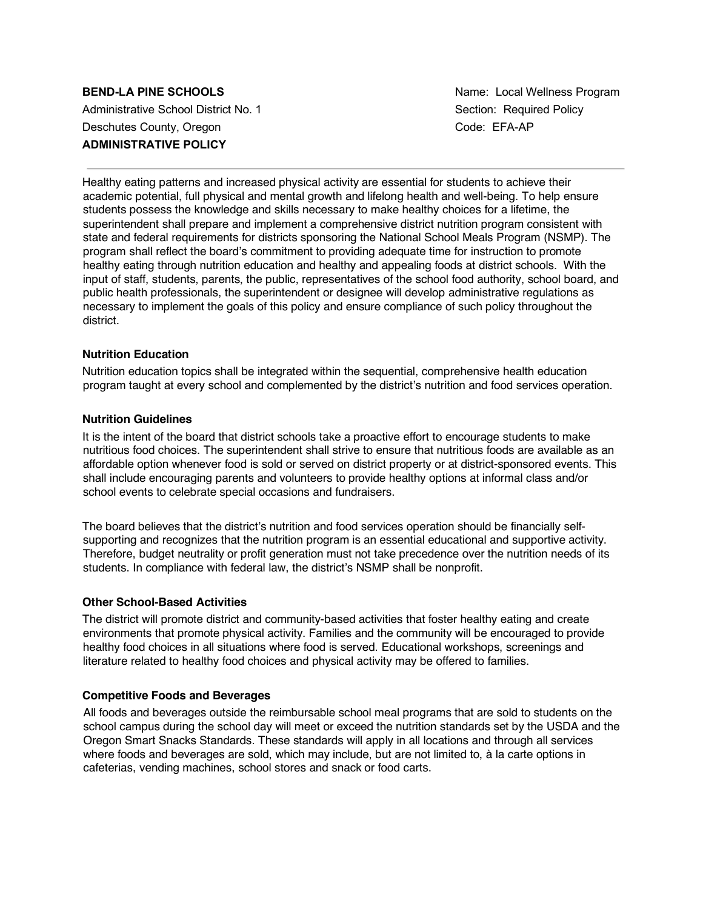**BEND-LA PINE SCHOOLS**
Administrative School District No. 1
Deschutes County, Oregon
**ADMINISTRATIVE POLICY**

Name: Local Wellness Program
Section: Required Policy
Code: EFA-AP

---

Healthy eating patterns and increased physical activity are essential for students to achieve their academic potential, full physical and mental growth and lifelong health and well-being. To help ensure students possess the knowledge and skills necessary to make healthy choices for a lifetime, the superintendent shall prepare and implement a comprehensive district nutrition program consistent with state and federal requirements for districts sponsoring the National School Meals Program (NSMP). The program shall reflect the board's commitment to providing adequate time for instruction to promote healthy eating through nutrition education and healthy and appealing foods at district schools. With the input of staff, students, parents, the public, representatives of the school food authority, school board, and public health professionals, the superintendent or designee will develop administrative regulations as necessary to implement the goals of this policy and ensure compliance of such policy throughout the district.

**Nutrition Education**

Nutrition education topics shall be integrated within the sequential, comprehensive health education program taught at every school and complemented by the district's nutrition and food services operation.

**Nutrition Guidelines**

It is the intent of the board that district schools take a proactive effort to encourage students to make nutritious food choices. The superintendent shall strive to ensure that nutritious foods are available as an affordable option whenever food is sold or served on district property or at district-sponsored events. This shall include encouraging parents and volunteers to provide healthy options at informal class and/or school events to celebrate special occasions and fundraisers.

The board believes that the district's nutrition and food services operation should be financially self-supporting and recognizes that the nutrition program is an essential educational and supportive activity. Therefore, budget neutrality or profit generation must not take precedence over the nutrition needs of its students. In compliance with federal law, the district's NSMP shall be nonprofit.

**Other School-Based Activities**

The district will promote district and community-based activities that foster healthy eating and create environments that promote physical activity. Families and the community will be encouraged to provide healthy food choices in all situations where food is served. Educational workshops, screenings and literature related to healthy food choices and physical activity may be offered to families.

**Competitive Foods and Beverages**

All foods and beverages outside the reimbursable school meal programs that are sold to students on the school campus during the school day will meet or exceed the nutrition standards set by the USDA and the Oregon Smart Snacks Standards. These standards will apply in all locations and through all services where foods and beverages are sold, which may include, but are not limited to, à la carte options in cafeterias, vending machines, school stores and snack or food carts.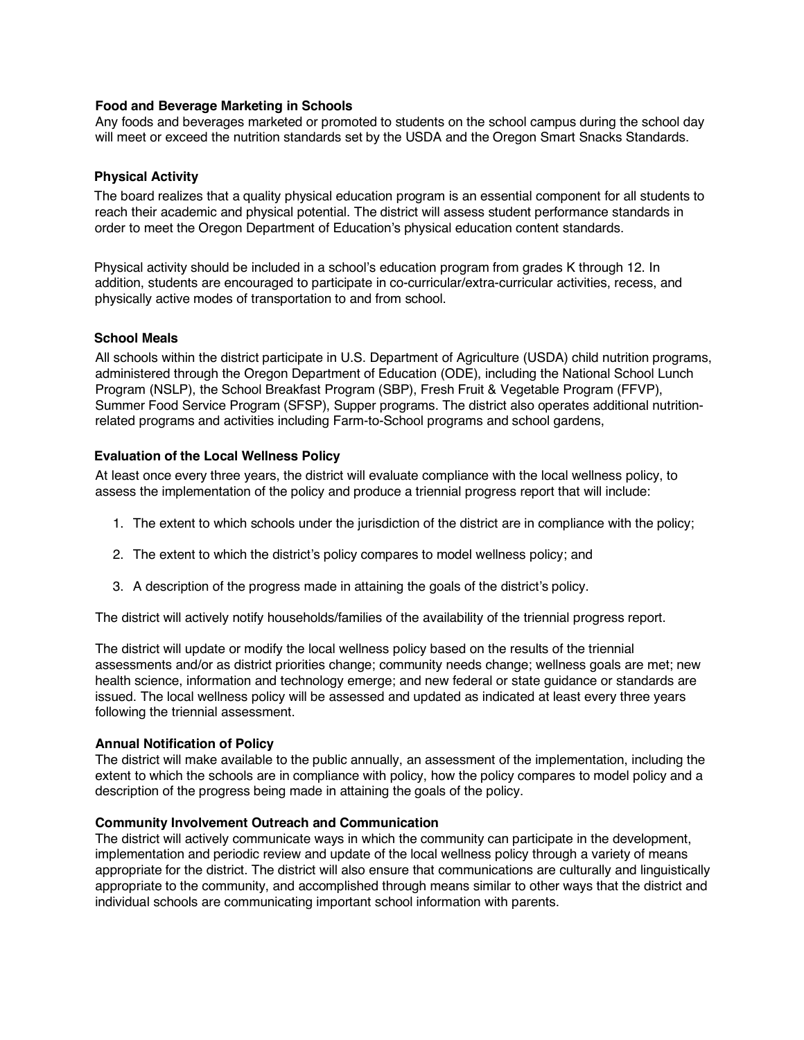### Food and Beverage Marketing in Schools

Any foods and beverages marketed or promoted to students on the school campus during the school day will meet or exceed the nutrition standards set by the USDA and the Oregon Smart Snacks Standards.

### Physical Activity

The board realizes that a quality physical education program is an essential component for all students to reach their academic and physical potential. The district will assess student performance standards in order to meet the Oregon Department of Education's physical education content standards.

Physical activity should be included in a school's education program from grades K through 12. In addition, students are encouraged to participate in co-curricular/extra-curricular activities, recess, and physically active modes of transportation to and from school.

### School Meals

All schools within the district participate in U.S. Department of Agriculture (USDA) child nutrition programs, administered through the Oregon Department of Education (ODE), including the National School Lunch Program (NSLP), the School Breakfast Program (SBP), Fresh Fruit & Vegetable Program (FFVP), Summer Food Service Program (SFSP), Supper programs. The district also operates additional nutrition-related programs and activities including Farm-to-School programs and school gardens,

### Evaluation of the Local Wellness Policy

At least once every three years, the district will evaluate compliance with the local wellness policy, to assess the implementation of the policy and produce a triennial progress report that will include:

1. The extent to which schools under the jurisdiction of the district are in compliance with the policy;
2. The extent to which the district's policy compares to model wellness policy; and
3. A description of the progress made in attaining the goals of the district's policy.

The district will actively notify households/families of the availability of the triennial progress report.

The district will update or modify the local wellness policy based on the results of the triennial assessments and/or as district priorities change; community needs change; wellness goals are met; new health science, information and technology emerge; and new federal or state guidance or standards are issued. The local wellness policy will be assessed and updated as indicated at least every three years following the triennial assessment.

### Annual Notification of Policy

The district will make available to the public annually, an assessment of the implementation, including the extent to which the schools are in compliance with policy, how the policy compares to model policy and a description of the progress being made in attaining the goals of the policy.

### Community Involvement Outreach and Communication

The district will actively communicate ways in which the community can participate in the development, implementation and periodic review and update of the local wellness policy through a variety of means appropriate for the district. The district will also ensure that communications are culturally and linguistically appropriate to the community, and accomplished through means similar to other ways that the district and individual schools are communicating important school information with parents.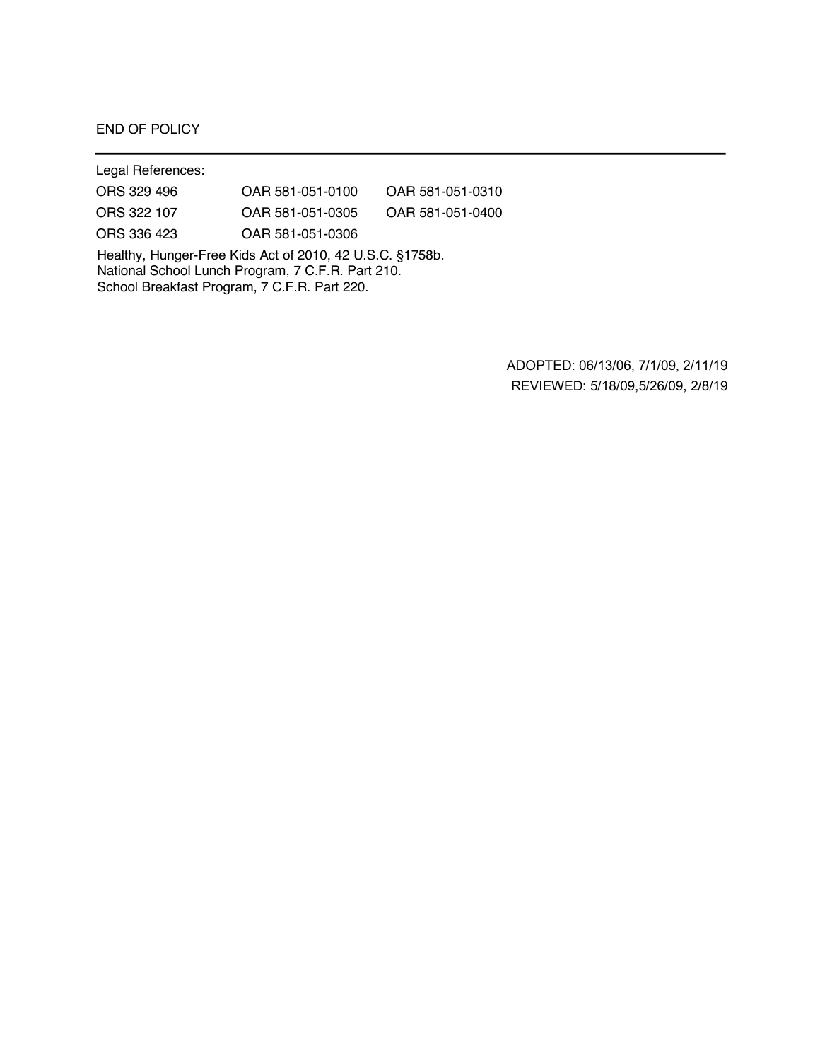END OF POLICY

---

Legal References:

| | | |
|---|---|---|
| ORS 329 496 | OAR 581-051-0100 | OAR 581-051-0310 |
| ORS 322 107 | OAR 581-051-0305 | OAR 581-051-0400 |
| ORS 336 423 | OAR 581-051-0306 | |

Healthy, Hunger-Free Kids Act of 2010, 42 U.S.C. §1758b.
National School Lunch Program, 7 C.F.R. Part 210.
School Breakfast Program, 7 C.F.R. Part 220.

ADOPTED: 06/13/06, 7/1/09, 2/11/19
REVIEWED: 5/18/09,5/26/09, 2/8/19